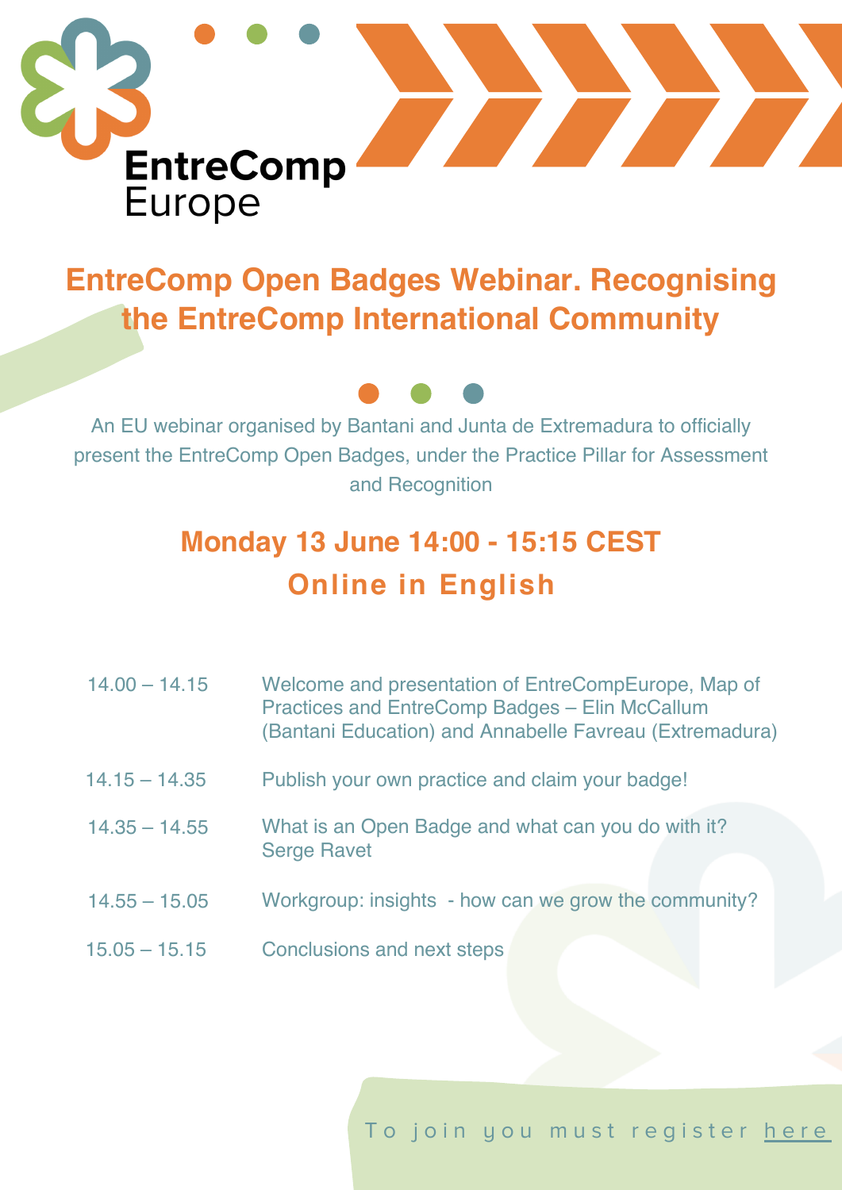EntreComp Europe

# EntreComp Open Badges Webinar. Recognising the EntreComp International Community

An EU webinar organised by Bantani and Junta de Extremadura to officially present the EntreComp Open Badges, under the Practice Pillar for Assessment and Recognition

## Monday 13 June 14:00 - 15:15 CEST

## Online in English

| | |
|---|---|
| 14.00 – 14.15 | Welcome and presentation of EntreCompEurope, Map of Practices and EntreComp Badges – Elin McCallum (Bantani Education) and Annabelle Favreau (Extremadura) |
| 14.15 – 14.35 | Publish your own practice and claim your badge! |
| 14.35 – 14.55 | What is an Open Badge and what can you do with it? Serge Ravet |
| 14.55 – 15.05 | Workgroup: insights - how can we grow the community? |
| 15.05 – 15.15 | Conclusions and next steps |

To join you must register here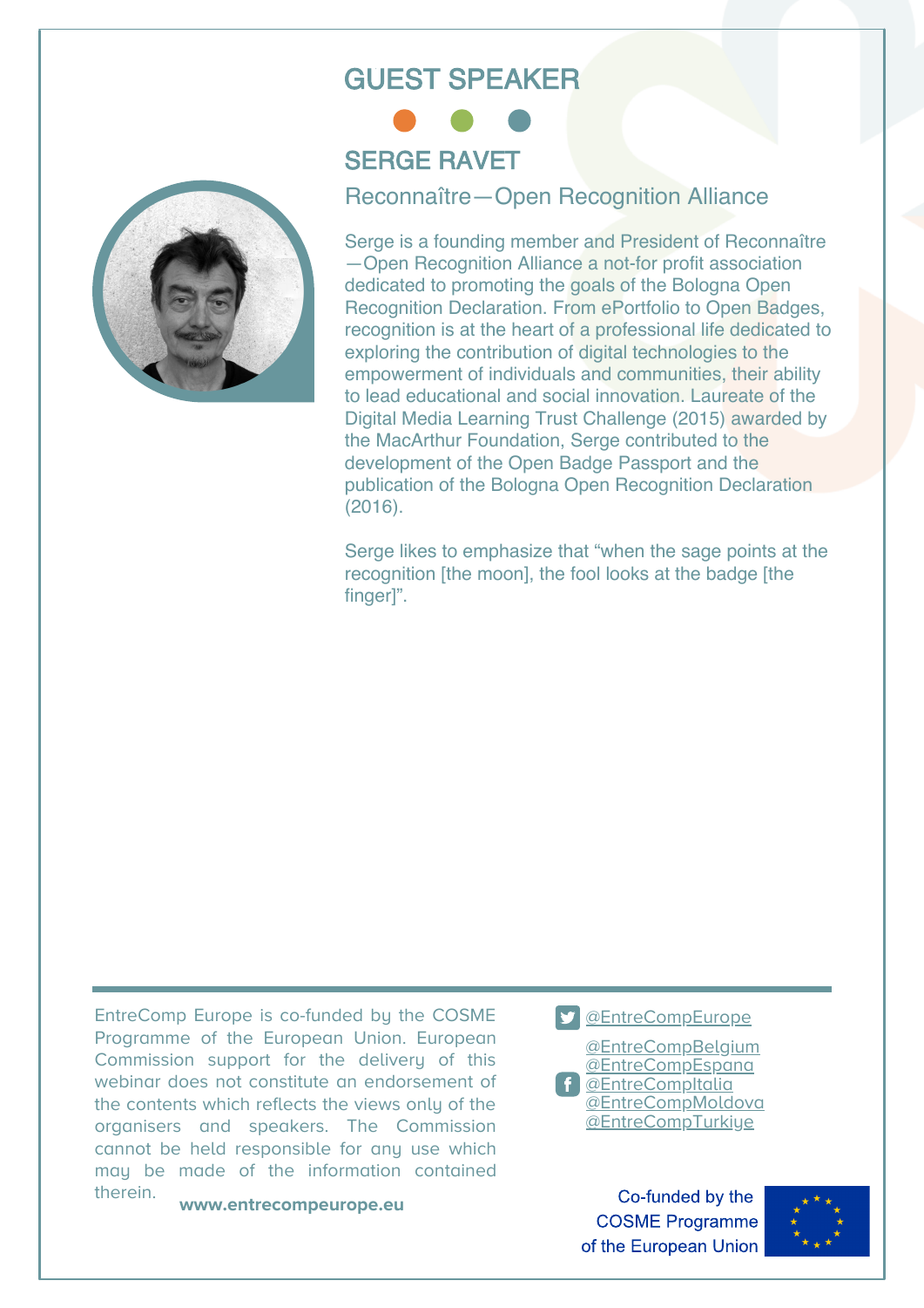# GUEST SPEAKER

## SERGE RAVET

### Reconnaître—Open Recognition Alliance

Serge is a founding member and President of Reconnaître—Open Recognition Alliance a not-for profit association dedicated to promoting the goals of the Bologna Open Recognition Declaration. From ePortfolio to Open Badges, recognition is at the heart of a professional life dedicated to exploring the contribution of digital technologies to the empowerment of individuals and communities, their ability to lead educational and social innovation. Laureate of the Digital Media Learning Trust Challenge (2015) awarded by the MacArthur Foundation, Serge contributed to the development of the Open Badge Passport and the publication of the Bologna Open Recognition Declaration (2016).

Serge likes to emphasize that "when the sage points at the recognition [the moon], the fool looks at the badge [the finger]".

---

EntreComp Europe is co-funded by the COSME Programme of the European Union. European Commission support for the delivery of this webinar does not constitute an endorsement of the contents which reflects the views only of the organisers and speakers. The Commission cannot be held responsible for any use which may be made of the information contained therein.

**www.entrecompeurope.eu**

@EntreCompEurope

@EntreCompBelgium
@EntreCompEspana
@EntreCompItalia
@EntreCompMoldova
@EntreCompTurkiye

Co-funded by the COSME Programme of the European Union